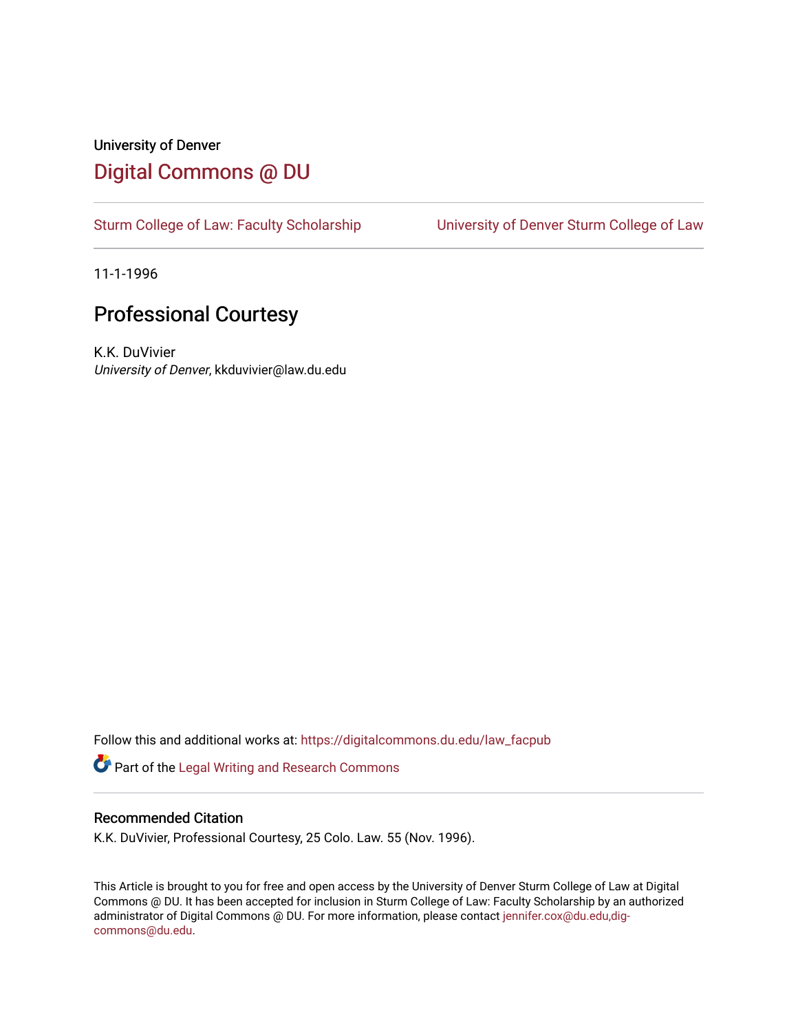University of Denver

# Digital Commons @ DU

Sturm College of Law: Faculty Scholarship | University of Denver Sturm College of Law

11-1-1996

## Professional Courtesy

K.K. DuVivier
*University of Denver*, kkduvivier@law.du.edu

Follow this and additional works at: https://digitalcommons.du.edu/law_facpub

Part of the Legal Writing and Research Commons

### Recommended Citation

K.K. DuVivier, Professional Courtesy, 25 Colo. Law. 55 (Nov. 1996).

This Article is brought to you for free and open access by the University of Denver Sturm College of Law at Digital Commons @ DU. It has been accepted for inclusion in Sturm College of Law: Faculty Scholarship by an authorized administrator of Digital Commons @ DU. For more information, please contact jennifer.cox@du.edu,dig-commons@du.edu.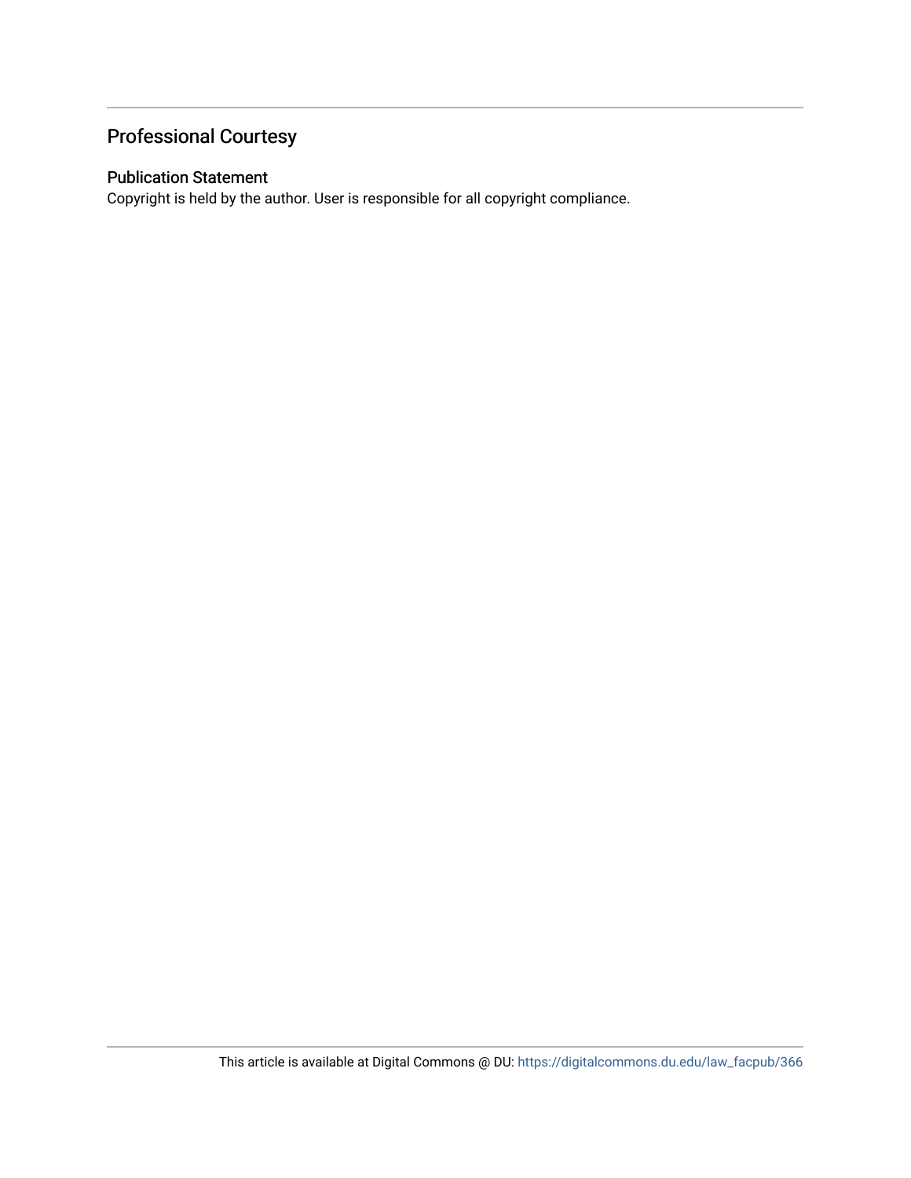## Professional Courtesy

### Publication Statement

Copyright is held by the author. User is responsible for all copyright compliance.

This article is available at Digital Commons @ DU: https://digitalcommons.du.edu/law_facpub/366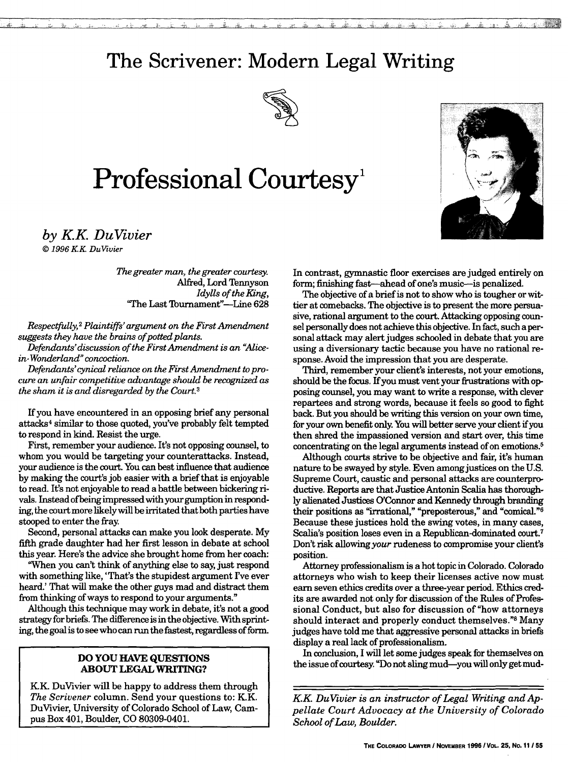# The Scrivener: Modern Legal Writing

# Professional Courtesy[1]

*by K.K. DuVivier*

*© 1996 K.K. DuVivier*

> *The greater man, the greater courtesy.*
> Alfred, Lord Tennyson
> *Idylls of the King,*
> "The Last Tournament"—Line 628

*Respectfully,[2] Plaintiffs' argument on the First Amendment suggests they have the brains of potted plants.*

*Defendants' discussion of the First Amendment is an "Alice-in-Wonderland" concoction.*

*Defendants' cynical reliance on the First Amendment to procure an unfair competitive advantage should be recognized as the sham it is and disregarded by the Court.[3]*

If you have encountered in an opposing brief any personal attacks[4] similar to those quoted, you've probably felt tempted to respond in kind. Resist the urge.

First, remember your audience. It's not opposing counsel, to whom you would be targeting your counterattacks. Instead, your audience is the court. You can best influence that audience by making the court's job easier with a brief that is enjoyable to read. It's not enjoyable to read a battle between bickering rivals. Instead of being impressed with your gumption in responding, the court more likely will be irritated that both parties have stooped to enter the fray.

Second, personal attacks can make you look desperate. My fifth grade daughter had her first lesson in debate at school this year. Here's the advice she brought home from her coach:

"When you can't think of anything else to say, just respond with something like, 'That's the stupidest argument I've ever heard.' That will make the other guys mad and distract them from thinking of ways to respond to your arguments."

Although this technique may work in debate, it's not a good strategy for briefs. The difference is in the objective. With sprinting, the goal is to see who can run the fastest, regardless of form. In contrast, gymnastic floor exercises are judged entirely on form; finishing fast—ahead of one's music—is penalized.

The objective of a brief is not to show who is tougher or wittier at comebacks. The objective is to present the more persuasive, rational argument to the court. Attacking opposing counsel personally does not achieve this objective. In fact, such a personal attack may alert judges schooled in debate that you are using a diversionary tactic because you have no rational response. Avoid the impression that you are desperate.

Third, remember your client's interests, not your emotions, should be the focus. If you must vent your frustrations with opposing counsel, you may want to write a response, with clever repartees and strong words, because it feels so good to fight back. But you should be writing this version on your own time, for your own benefit only. You will better serve your client if you then shred the impassioned version and start over, this time concentrating on the legal arguments instead of on emotions.[5]

Although courts strive to be objective and fair, it's human nature to be swayed by style. Even among justices on the U.S. Supreme Court, caustic and personal attacks are counterproductive. Reports are that Justice Antonin Scalia has thoroughly alienated Justices O'Connor and Kennedy through branding their positions as "irrational," "preposterous," and "comical."[6] Because these justices hold the swing votes, in many cases, Scalia's position loses even in a Republican-dominated court.[7] Don't risk allowing *your* rudeness to compromise your client's position.

Attorney professionalism is a hot topic in Colorado. Colorado attorneys who wish to keep their licenses active now must earn seven ethics credits over a three-year period. Ethics credits are awarded not only for discussion of the Rules of Professional Conduct, but also for discussion of "how attorneys should interact and properly conduct themselves."[8] Many judges have told me that aggressive personal attacks in briefs display a real lack of professionalism.

In conclusion, I will let some judges speak for themselves on the issue of courtesy. "Do not sling mud—you will only get mud-

---

**DO YOU HAVE QUESTIONS ABOUT LEGAL WRITING?**

K.K. DuVivier will be happy to address them through *The Scrivener* column. Send your questions to: K.K. DuVivier, University of Colorado School of Law, Campus Box 401, Boulder, CO 80309-0401.

---

*K.K. DuVivier is an instructor of Legal Writing and Appellate Court Advocacy at the University of Colorado School of Law, Boulder.*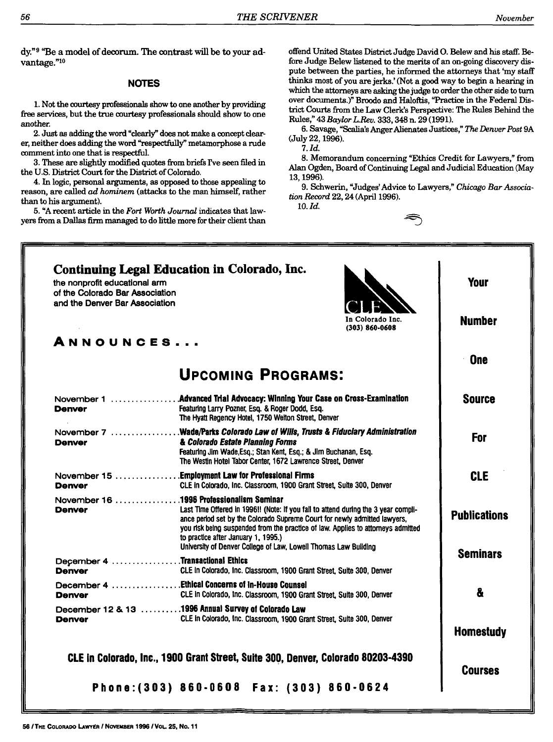dy."[9] "Be a model of decorum. The contrast will be to your advantage."[10]

## NOTES

1. Not the courtesy professionals show to one another by providing free services, but the true courtesy professionals should show to one another.

2. Just as adding the word "clearly" does not make a concept clearer, neither does adding the word "respectfully" metamorphose a rude comment into one that is respectful.

3. These are slightly modified quotes from briefs I've seen filed in the U.S. District Court for the District of Colorado.

4. In logic, personal arguments, as opposed to those appealing to reason, are called *ad hominem* (attacks to the man himself, rather than to his argument).

5. "A recent article in the *Fort Worth Journal* indicates that lawyers from a Dallas firm managed to do little more for their client than offend United States District Judge David O. Belew and his staff. Before Judge Belew listened to the merits of an on-going discovery dispute between the parties, he informed the attorneys that 'my staff thinks most of you are jerks.' (Not a good way to begin a hearing in which the attorneys are asking the judge to order the other side to turn over documents.)" Broodo and Haloftis, "Practice in the Federal District Courts from the Law Clerk's Perspective: The Rules Behind the Rules," 43 *Baylor L.Rev.* 333, 348 n. 29 (1991).

6. Savage, "Scalia's Anger Alienates Justices," *The Denver Post* 9A (July 22, 1996).

7. *Id.*

8. Memorandum concerning "Ethics Credit for Lawyers," from Alan Ogden, Board of Continuing Legal and Judicial Education (May 13, 1996).

9. Schwerin, "Judges' Advice to Lawyers," *Chicago Bar Association Record* 22, 24 (April 1996).

10. *Id.*

---

## Continuing Legal Education in Colorado, Inc.

the nonprofit educational arm of the Colorado Bar Association and the Denver Bar Association

CLE In Colorado Inc. (303) 860-0608

**ANNOUNCES...**

## UPCOMING PROGRAMS:

| Date / Location | Program |
|---|---|
| November 1 **Denver** | **Advanced Trial Advocacy: Winning Your Case on Cross-Examination** Featuring Larry Pozner, Esq. & Roger Dodd, Esq. The Hyatt Regency Hotel, 1750 Welton Street, Denver |
| November 7 **Denver** | **Wade/Parks *Colorado Law of Wills, Trusts & Fiduciary Administration & Colorado Estate Planning Forms*** Featuring Jim Wade,Esq.; Stan Kent, Esq.; & Jim Buchanan, Esq. The Westin Hotel Tabor Center, 1672 Lawrence Street, Denver |
| November 15 **Denver** | **Employment Law for Professional Firms** CLE In Colorado, Inc. Classroom, 1900 Grant Street, Suite 300, Denver |
| November 16 **Denver** | **1996 Professionalism Seminar** Last Time Offered in 1996!! (Note: If you fail to attend during the 3 year compliance period set by the Colorado Supreme Court for newly admitted lawyers, you risk being suspended from the practice of law. Applies to attorneys admitted to practice after January 1, 1995.) University of Denver College of Law, Lowell Thomas Law Building |
| December 4 **Denver** | **Transactional Ethics** CLE In Colorado, Inc. Classroom, 1900 Grant Street, Suite 300, Denver |
| December 4 **Denver** | **Ethical Concerns of In-House Counsel** CLE In Colorado, Inc. Classroom, 1900 Grant Street, Suite 300, Denver |
| December 12 & 13 **Denver** | **1996 Annual Survey of Colorado Law** CLE In Colorado, Inc. Classroom, 1900 Grant Street, Suite 300, Denver |

**CLE In Colorado, Inc., 1900 Grant Street, Suite 300, Denver, Colorado 80203-4390**

**Phone:(303) 860-0608 Fax: (303) 860-0624**

**Your Number One Source For CLE Publications Seminars & Homestudy Courses**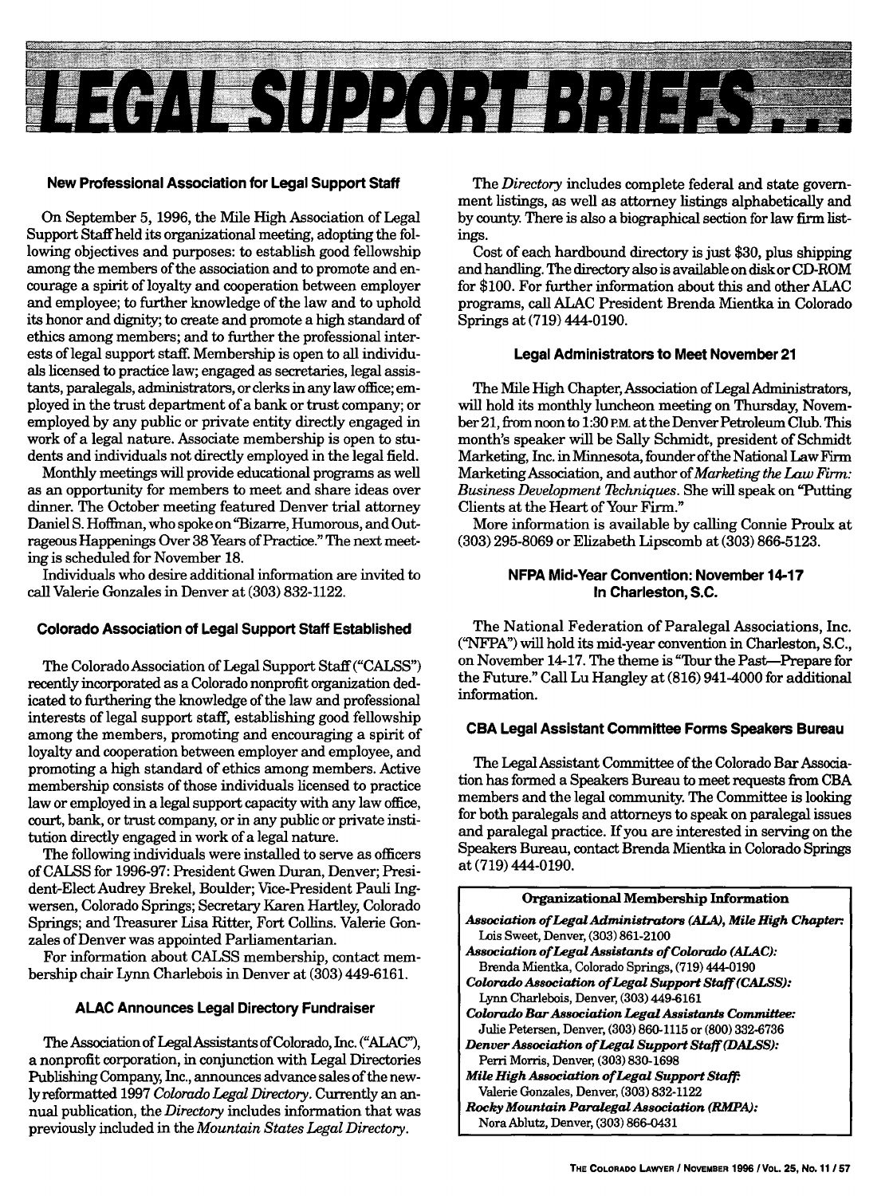# LEGAL SUPPORT BRIEFS...

### New Professional Association for Legal Support Staff

On September 5, 1996, the Mile High Association of Legal Support Staff held its organizational meeting, adopting the following objectives and purposes: to establish good fellowship among the members of the association and to promote and encourage a spirit of loyalty and cooperation between employer and employee; to further knowledge of the law and to uphold its honor and dignity; to create and promote a high standard of ethics among members; and to further the professional interests of legal support staff. Membership is open to all individuals licensed to practice law; engaged as secretaries, legal assistants, paralegals, administrators, or clerks in any law office; employed in the trust department of a bank or trust company; or employed by any public or private entity directly engaged in work of a legal nature. Associate membership is open to students and individuals not directly employed in the legal field.

Monthly meetings will provide educational programs as well as an opportunity for members to meet and share ideas over dinner. The October meeting featured Denver trial attorney Daniel S. Hoffman, who spoke on "Bizarre, Humorous, and Outrageous Happenings Over 38 Years of Practice." The next meeting is scheduled for November 18.

Individuals who desire additional information are invited to call Valerie Gonzales in Denver at (303) 832-1122.

### Colorado Association of Legal Support Staff Established

The Colorado Association of Legal Support Staff ("CALSS") recently incorporated as a Colorado nonprofit organization dedicated to furthering the knowledge of the law and professional interests of legal support staff, establishing good fellowship among the members, promoting and encouraging a spirit of loyalty and cooperation between employer and employee, and promoting a high standard of ethics among members. Active membership consists of those individuals licensed to practice law or employed in a legal support capacity with any law office, court, bank, or trust company, or in any public or private institution directly engaged in work of a legal nature.

The following individuals were installed to serve as officers of CALSS for 1996-97: President Gwen Duran, Denver; President-Elect Audrey Brekel, Boulder; Vice-President Pauli Ingwersen, Colorado Springs; Secretary Karen Hartley, Colorado Springs; and Treasurer Lisa Ritter, Fort Collins. Valerie Gonzales of Denver was appointed Parliamentarian.

For information about CALSS membership, contact membership chair Lynn Charlebois in Denver at (303) 449-6161.

### ALAC Announces Legal Directory Fundraiser

The Association of Legal Assistants of Colorado, Inc. ("ALAC"), a nonprofit corporation, in conjunction with Legal Directories Publishing Company, Inc., announces advance sales of the newly reformatted 1997 *Colorado Legal Directory*. Currently an annual publication, the *Directory* includes information that was previously included in the *Mountain States Legal Directory*.

The *Directory* includes complete federal and state government listings, as well as attorney listings alphabetically and by county. There is also a biographical section for law firm listings.

Cost of each hardbound directory is just $30, plus shipping and handling. The directory also is available on disk or CD-ROM for $100. For further information about this and other ALAC programs, call ALAC President Brenda Mientka in Colorado Springs at (719) 444-0190.

### Legal Administrators to Meet November 21

The Mile High Chapter, Association of Legal Administrators, will hold its monthly luncheon meeting on Thursday, November 21, from noon to 1:30 P.M. at the Denver Petroleum Club. This month's speaker will be Sally Schmidt, president of Schmidt Marketing, Inc. in Minnesota, founder of the National Law Firm Marketing Association, and author of *Marketing the Law Firm: Business Development Techniques*. She will speak on "Putting Clients at the Heart of Your Firm."

More information is available by calling Connie Proulx at (303) 295-8069 or Elizabeth Lipscomb at (303) 866-5123.

### NFPA Mid-Year Convention: November 14-17 In Charleston, S.C.

The National Federation of Paralegal Associations, Inc. ("NFPA") will hold its mid-year convention in Charleston, S.C., on November 14-17. The theme is "Tour the Past—Prepare for the Future." Call Lu Hangley at (816) 941-4000 for additional information.

### CBA Legal Assistant Committee Forms Speakers Bureau

The Legal Assistant Committee of the Colorado Bar Association has formed a Speakers Bureau to meet requests from CBA members and the legal community. The Committee is looking for both paralegals and attorneys to speak on paralegal issues and paralegal practice. If you are interested in serving on the Speakers Bureau, contact Brenda Mientka in Colorado Springs at (719) 444-0190.

### Organizational Membership Information

***Association of Legal Administrators (ALA), Mile High Chapter:***
Lois Sweet, Denver, (303) 861-2100

***Association of Legal Assistants of Colorado (ALAC):***
Brenda Mientka, Colorado Springs, (719) 444-0190

***Colorado Association of Legal Support Staff (CALSS):***
Lynn Charlebois, Denver, (303) 449-6161

***Colorado Bar Association Legal Assistants Committee:***
Julie Petersen, Denver, (303) 860-1115 or (800) 332-6736

***Denver Association of Legal Support Staff (DALSS):***
Perri Morris, Denver, (303) 830-1698

***Mile High Association of Legal Support Staff:***
Valerie Gonzales, Denver, (303) 832-1122

***Rocky Mountain Paralegal Association (RMPA):***
Nora Ablutz, Denver, (303) 866-0431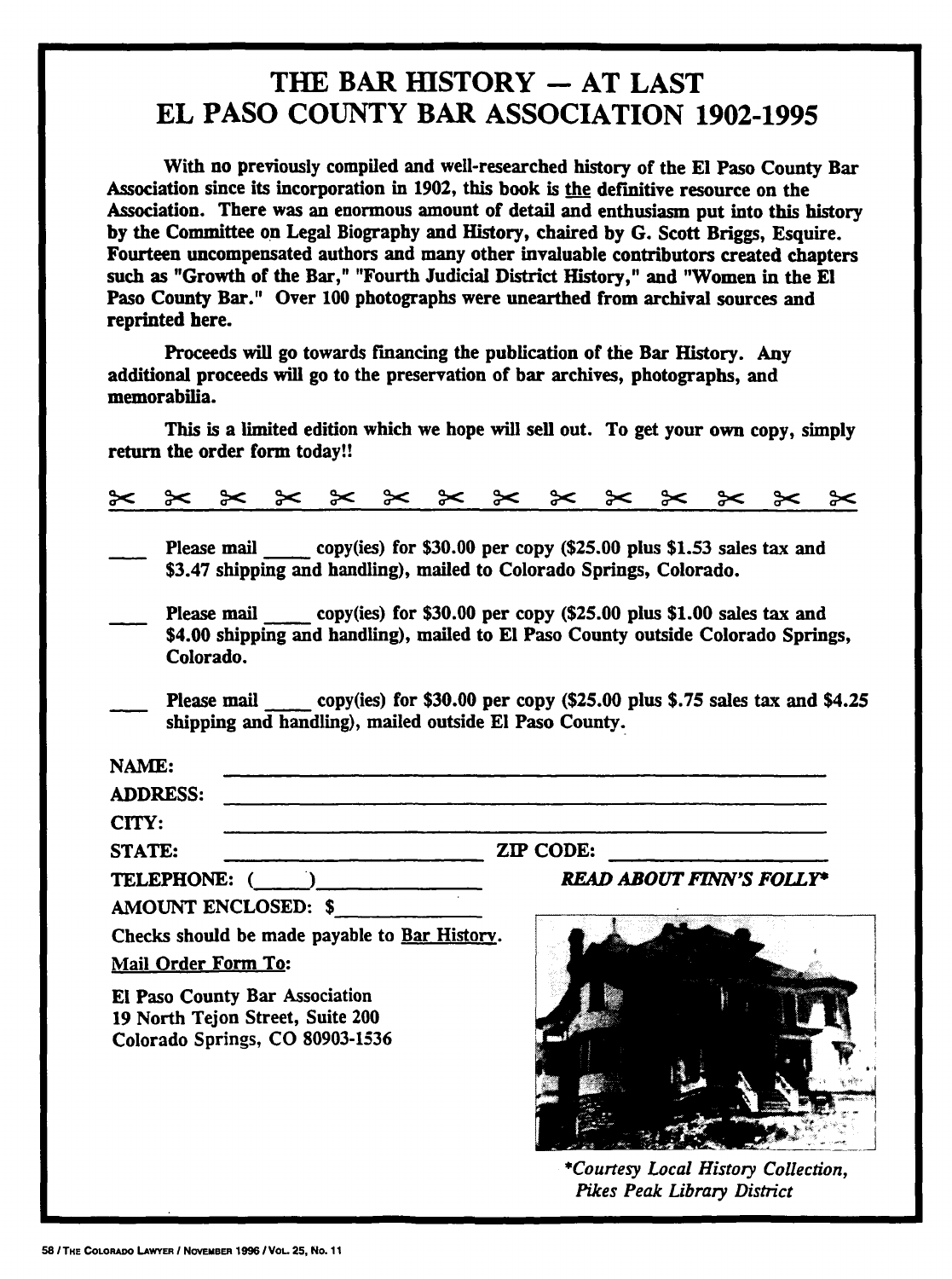# THE BAR HISTORY — AT LAST
# EL PASO COUNTY BAR ASSOCIATION 1902-1995

With no previously compiled and well-researched history of the El Paso County Bar Association since its incorporation in 1902, this book is the definitive resource on the Association. There was an enormous amount of detail and enthusiasm put into this history by the Committee on Legal Biography and History, chaired by G. Scott Briggs, Esquire. Fourteen uncompensated authors and many other invaluable contributors created chapters such as "Growth of the Bar," "Fourth Judicial District History," and "Women in the El Paso County Bar." Over 100 photographs were unearthed from archival sources and reprinted here.

Proceeds will go towards financing the publication of the Bar History. Any additional proceeds will go to the preservation of bar archives, photographs, and memorabilia.

This is a limited edition which we hope will sell out. To get your own copy, simply return the order form today!!

---

___ Please mail ____ copy(ies) for $30.00 per copy ($25.00 plus $1.53 sales tax and $3.47 shipping and handling), mailed to Colorado Springs, Colorado.

___ Please mail ____ copy(ies) for $30.00 per copy ($25.00 plus $1.00 sales tax and $4.00 shipping and handling), mailed to El Paso County outside Colorado Springs, Colorado.

___ Please mail ____ copy(ies) for $30.00 per copy ($25.00 plus $.75 sales tax and $4.25 shipping and handling), mailed outside El Paso County.

NAME: ____________________

ADDRESS: ____________________

CITY: ____________________

STATE: ____________________ ZIP CODE: ____________________

TELEPHONE: (____) ____________________

AMOUNT ENCLOSED: $____________

Checks should be made payable to Bar History.

Mail Order Form To:

El Paso County Bar Association
19 North Tejon Street, Suite 200
Colorado Springs, CO 80903-1536

***READ ABOUT FINN'S FOLLY****

**Courtesy Local History Collection, Pikes Peak Library District*